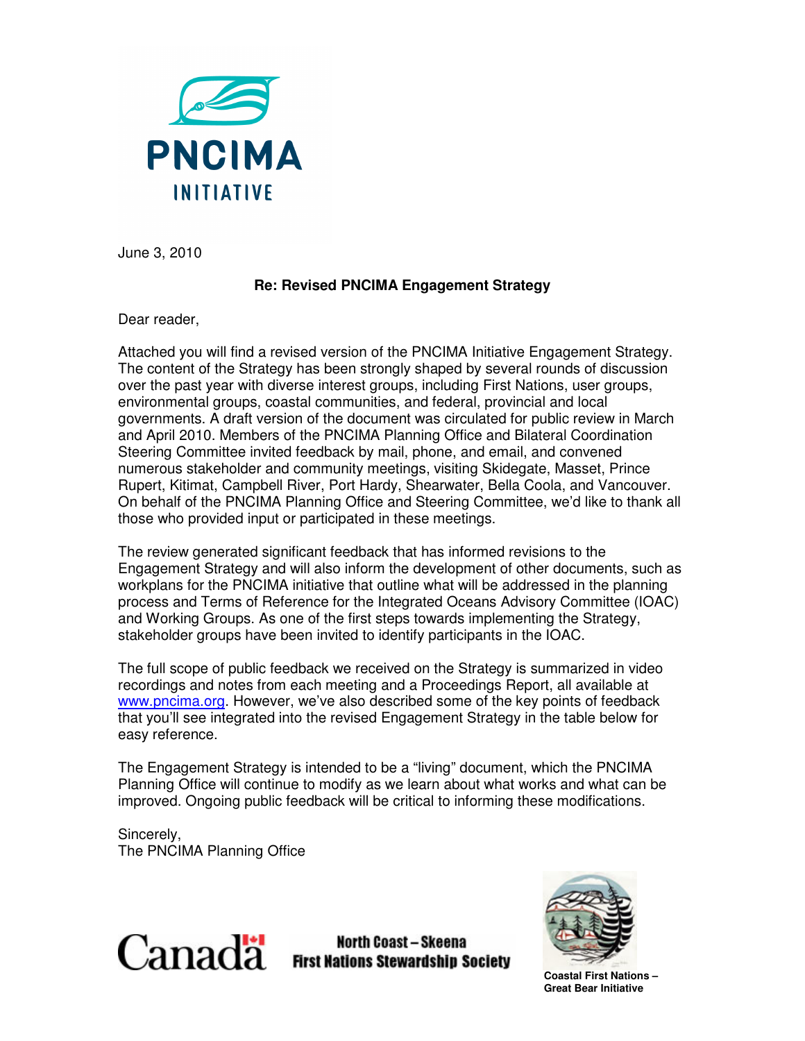PNCIMA INITIATIVE

June 3, 2010

**Re: Revised PNCIMA Engagement Strategy**

Dear reader,

Attached you will find a revised version of the PNCIMA Initiative Engagement Strategy. The content of the Strategy has been strongly shaped by several rounds of discussion over the past year with diverse interest groups, including First Nations, user groups, environmental groups, coastal communities, and federal, provincial and local governments. A draft version of the document was circulated for public review in March and April 2010. Members of the PNCIMA Planning Office and Bilateral Coordination Steering Committee invited feedback by mail, phone, and email, and convened numerous stakeholder and community meetings, visiting Skidegate, Masset, Prince Rupert, Kitimat, Campbell River, Port Hardy, Shearwater, Bella Coola, and Vancouver. On behalf of the PNCIMA Planning Office and Steering Committee, we'd like to thank all those who provided input or participated in these meetings.

The review generated significant feedback that has informed revisions to the Engagement Strategy and will also inform the development of other documents, such as workplans for the PNCIMA initiative that outline what will be addressed in the planning process and Terms of Reference for the Integrated Oceans Advisory Committee (IOAC) and Working Groups. As one of the first steps towards implementing the Strategy, stakeholder groups have been invited to identify participants in the IOAC.

The full scope of public feedback we received on the Strategy is summarized in video recordings and notes from each meeting and a Proceedings Report, all available at www.pncima.org. However, we've also described some of the key points of feedback that you'll see integrated into the revised Engagement Strategy in the table below for easy reference.

The Engagement Strategy is intended to be a "living" document, which the PNCIMA Planning Office will continue to modify as we learn about what works and what can be improved. Ongoing public feedback will be critical to informing these modifications.

Sincerely,
The PNCIMA Planning Office

Canada

North Coast – Skeena First Nations Stewardship Society

Coastal First Nations – Great Bear Initiative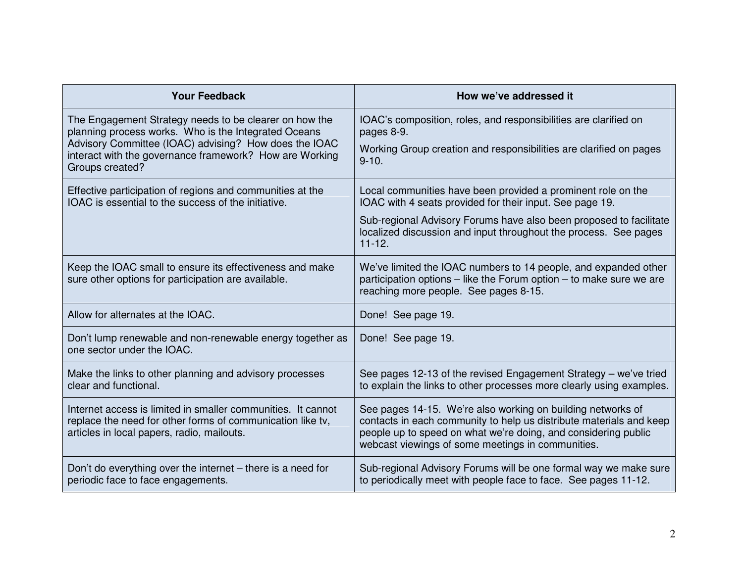| Your Feedback | How we've addressed it |
|---|---|
| The Engagement Strategy needs to be clearer on how the planning process works. Who is the Integrated Oceans Advisory Committee (IOAC) advising? How does the IOAC interact with the governance framework? How are Working Groups created? | IOAC's composition, roles, and responsibilities are clarified on pages 8-9. Working Group creation and responsibilities are clarified on pages 9-10. |
| Effective participation of regions and communities at the IOAC is essential to the success of the initiative. | Local communities have been provided a prominent role on the IOAC with 4 seats provided for their input. See page 19. Sub-regional Advisory Forums have also been proposed to facilitate localized discussion and input throughout the process. See pages 11-12. |
| Keep the IOAC small to ensure its effectiveness and make sure other options for participation are available. | We've limited the IOAC numbers to 14 people, and expanded other participation options – like the Forum option – to make sure we are reaching more people. See pages 8-15. |
| Allow for alternates at the IOAC. | Done! See page 19. |
| Don't lump renewable and non-renewable energy together as one sector under the IOAC. | Done! See page 19. |
| Make the links to other planning and advisory processes clear and functional. | See pages 12-13 of the revised Engagement Strategy – we've tried to explain the links to other processes more clearly using examples. |
| Internet access is limited in smaller communities. It cannot replace the need for other forms of communication like tv, articles in local papers, radio, mailouts. | See pages 14-15. We're also working on building networks of contacts in each community to help us distribute materials and keep people up to speed on what we're doing, and considering public webcast viewings of some meetings in communities. |
| Don't do everything over the internet – there is a need for periodic face to face engagements. | Sub-regional Advisory Forums will be one formal way we make sure to periodically meet with people face to face. See pages 11-12. |